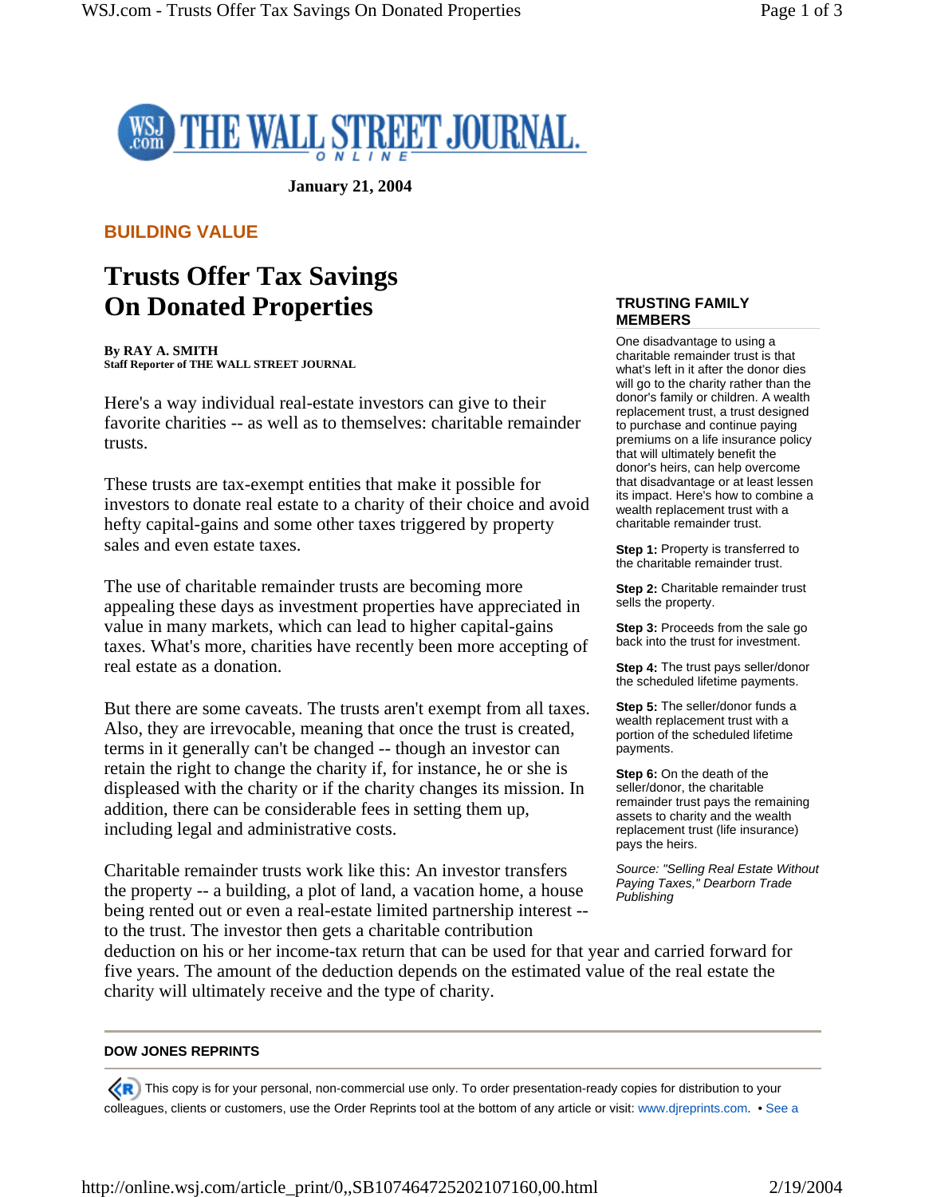January 21, 2004

**BUILDING VALUE**

# Trusts Offer Tax Savings On Donated Properties

**By RAY A. SMITH**
**Staff Reporter of THE WALL STREET JOURNAL**

Here's a way individual real-estate investors can give to their favorite charities -- as well as to themselves: charitable remainder trusts.

These trusts are tax-exempt entities that make it possible for investors to donate real estate to a charity of their choice and avoid hefty capital-gains and some other taxes triggered by property sales and even estate taxes.

The use of charitable remainder trusts are becoming more appealing these days as investment properties have appreciated in value in many markets, which can lead to higher capital-gains taxes. What's more, charities have recently been more accepting of real estate as a donation.

But there are some caveats. The trusts aren't exempt from all taxes. Also, they are irrevocable, meaning that once the trust is created, terms in it generally can't be changed -- though an investor can retain the right to change the charity if, for instance, he or she is displeased with the charity or if the charity changes its mission. In addition, there can be considerable fees in setting them up, including legal and administrative costs.

Charitable remainder trusts work like this: An investor transfers the property -- a building, a plot of land, a vacation home, a house being rented out or even a real-estate limited partnership interest -- to the trust. The investor then gets a charitable contribution deduction on his or her income-tax return that can be used for that year and carried forward for five years. The amount of the deduction depends on the estimated value of the real estate the charity will ultimately receive and the type of charity.

### TRUSTING FAMILY MEMBERS

One disadvantage to using a charitable remainder trust is that what's left in it after the donor dies will go to the charity rather than the donor's family or children. A wealth replacement trust, a trust designed to purchase and continue paying premiums on a life insurance policy that will ultimately benefit the donor's heirs, can help overcome that disadvantage or at least lessen its impact. Here's how to combine a wealth replacement trust with a charitable remainder trust.

**Step 1:** Property is transferred to the charitable remainder trust.

**Step 2:** Charitable remainder trust sells the property.

**Step 3:** Proceeds from the sale go back into the trust for investment.

**Step 4:** The trust pays seller/donor the scheduled lifetime payments.

**Step 5:** The seller/donor funds a wealth replacement trust with a portion of the scheduled lifetime payments.

**Step 6:** On the death of the seller/donor, the charitable remainder trust pays the remaining assets to charity and the wealth replacement trust (life insurance) pays the heirs.

*Source: "Selling Real Estate Without Paying Taxes," Dearborn Trade Publishing*

---

**DOW JONES REPRINTS**

This copy is for your personal, non-commercial use only. To order presentation-ready copies for distribution to your colleagues, clients or customers, use the Order Reprints tool at the bottom of any article or visit: www.djreprints.com. • See a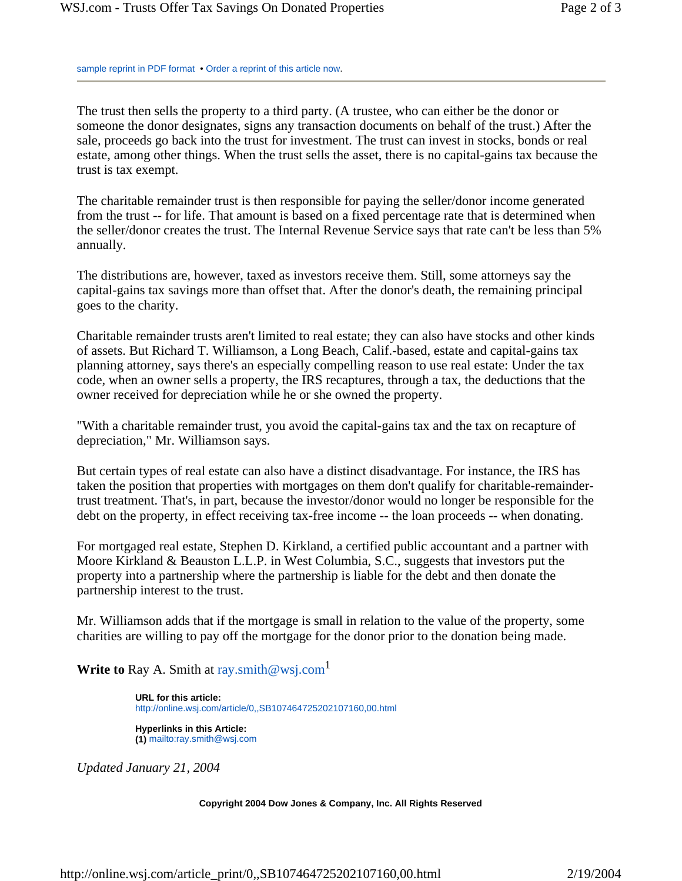sample reprint in PDF format • Order a reprint of this article now.

---

The trust then sells the property to a third party. (A trustee, who can either be the donor or someone the donor designates, signs any transaction documents on behalf of the trust.) After the sale, proceeds go back into the trust for investment. The trust can invest in stocks, bonds or real estate, among other things. When the trust sells the asset, there is no capital-gains tax because the trust is tax exempt.

The charitable remainder trust is then responsible for paying the seller/donor income generated from the trust -- for life. That amount is based on a fixed percentage rate that is determined when the seller/donor creates the trust. The Internal Revenue Service says that rate can't be less than 5% annually.

The distributions are, however, taxed as investors receive them. Still, some attorneys say the capital-gains tax savings more than offset that. After the donor's death, the remaining principal goes to the charity.

Charitable remainder trusts aren't limited to real estate; they can also have stocks and other kinds of assets. But Richard T. Williamson, a Long Beach, Calif.-based, estate and capital-gains tax planning attorney, says there's an especially compelling reason to use real estate: Under the tax code, when an owner sells a property, the IRS recaptures, through a tax, the deductions that the owner received for depreciation while he or she owned the property.

"With a charitable remainder trust, you avoid the capital-gains tax and the tax on recapture of depreciation," Mr. Williamson says.

But certain types of real estate can also have a distinct disadvantage. For instance, the IRS has taken the position that properties with mortgages on them don't qualify for charitable-remainder-trust treatment. That's, in part, because the investor/donor would no longer be responsible for the debt on the property, in effect receiving tax-free income -- the loan proceeds -- when donating.

For mortgaged real estate, Stephen D. Kirkland, a certified public accountant and a partner with Moore Kirkland & Beauston L.L.P. in West Columbia, S.C., suggests that investors put the property into a partnership where the partnership is liable for the debt and then donate the partnership interest to the trust.

Mr. Williamson adds that if the mortgage is small in relation to the value of the property, some charities are willing to pay off the mortgage for the donor prior to the donation being made.

**Write to** Ray A. Smith at ray.smith@wsj.com[1]

**URL for this article:**
http://online.wsj.com/article/0,,SB107464725202107160,00.html

**Hyperlinks in this Article:**
**(1)** mailto:ray.smith@wsj.com

*Updated January 21, 2004*

**Copyright 2004 Dow Jones & Company, Inc. All Rights Reserved**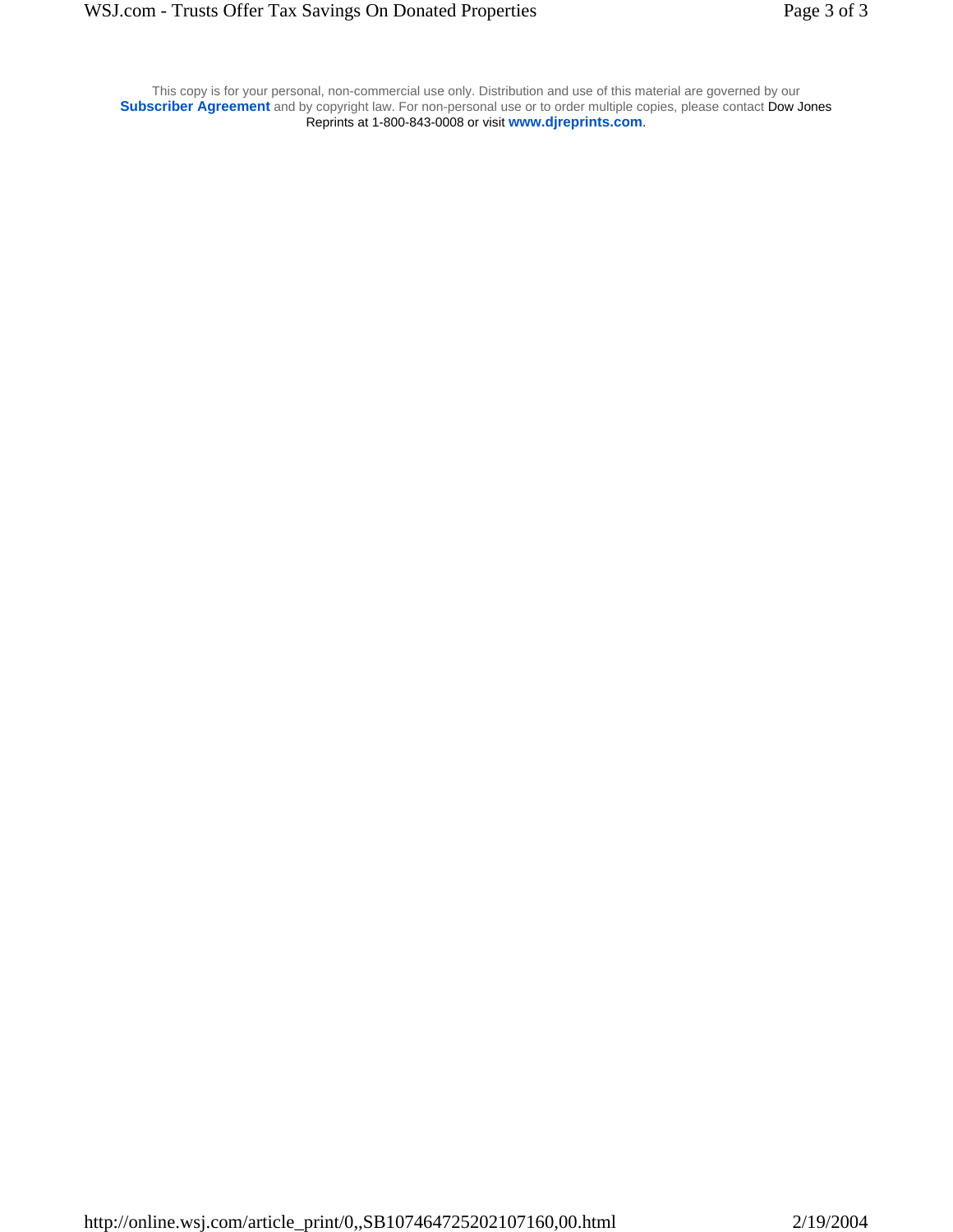This copy is for your personal, non-commercial use only. Distribution and use of this material are governed by our **Subscriber Agreement** and by copyright law. For non-personal use or to order multiple copies, please contact Dow Jones Reprints at 1-800-843-0008 or visit **www.djreprints.com**.